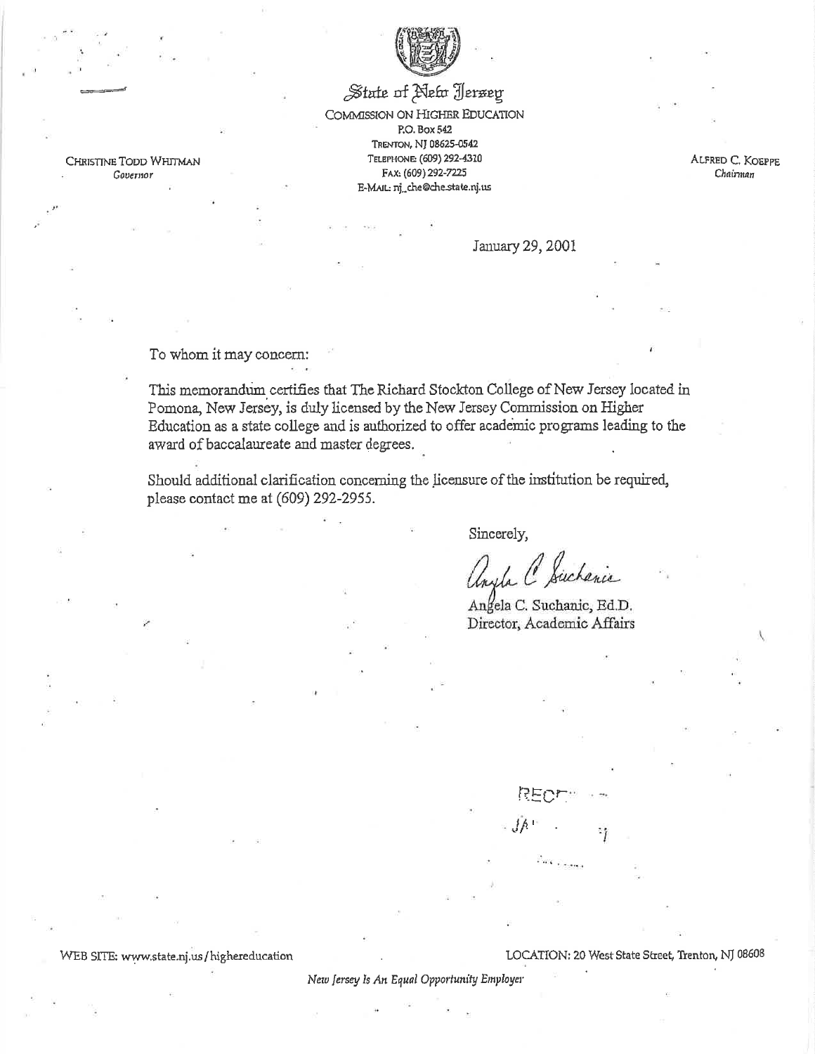State of New Jersey

COMMISSION ON HIGHER EDUCATION
P.O. Box 542
TRENTON, NJ 08625-0542
TELEPHONE: (609) 292-4310
FAX: (609) 292-7225
E-MAIL: nj_che@che.state.nj.us

CHRISTINE TODD WHITMAN
*Governor*

ALFRED C. KOEPPE
*Chairman*

January 29, 2001

To whom it may concern:

This memorandum certifies that The Richard Stockton College of New Jersey located in Pomona, New Jersey, is duly licensed by the New Jersey Commission on Higher Education as a state college and is authorized to offer academic programs leading to the award of baccalaureate and master degrees.

Should additional clarification concerning the licensure of the institution be required, please contact me at (609) 292-2955.

Sincerely,

Angela C. Suchanic

Angela C. Suchanic, Ed.D.
Director, Academic Affairs

WEB SITE: www.state.nj.us/highereducation

LOCATION: 20 West State Street, Trenton, NJ 08608

*New Jersey Is An Equal Opportunity Employer*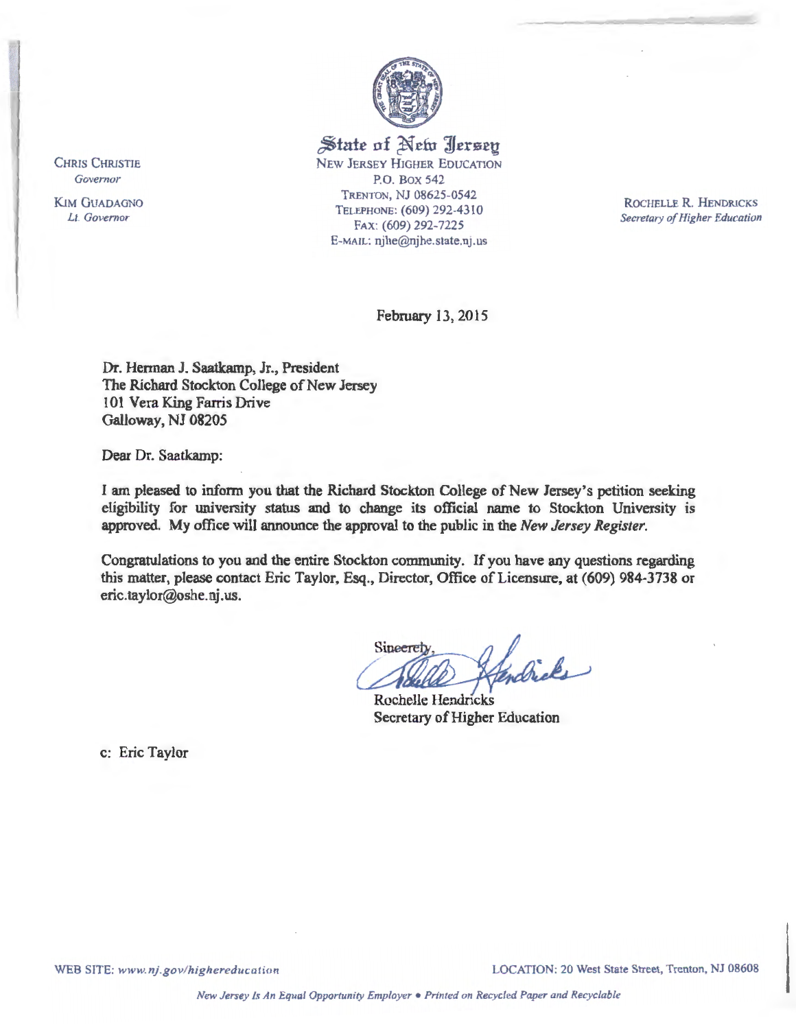**State of New Jersey**
NEW JERSEY HIGHER EDUCATION
P.O. BOX 542
TRENTON, NJ 08625-0542
TELEPHONE: (609) 292-4310
FAX: (609) 292-7225
E-MAIL: njhe@njhe.state.nj.us

CHRIS CHRISTIE
*Governor*

KIM GUADAGNO
*Lt. Governor*

ROCHELLE R. HENDRICKS
*Secretary of Higher Education*

February 13, 2015

Dr. Herman J. Saatkamp, Jr., President
The Richard Stockton College of New Jersey
101 Vera King Farris Drive
Galloway, NJ 08205

Dear Dr. Saatkamp:

I am pleased to inform you that the Richard Stockton College of New Jersey's petition seeking eligibility for university status and to change its official name to Stockton University is approved. My office will announce the approval to the public in the *New Jersey Register*.

Congratulations to you and the entire Stockton community. If you have any questions regarding this matter, please contact Eric Taylor, Esq., Director, Office of Licensure, at (609) 984-3738 or eric.taylor@oshe.nj.us.

Sincerely,

Rochelle Hendricks
Secretary of Higher Education

c: Eric Taylor

WEB SITE: *www.nj.gov/highereducation*

LOCATION: 20 West State Street, Trenton, NJ 08608

*New Jersey Is An Equal Opportunity Employer • Printed on Recycled Paper and Recyclable*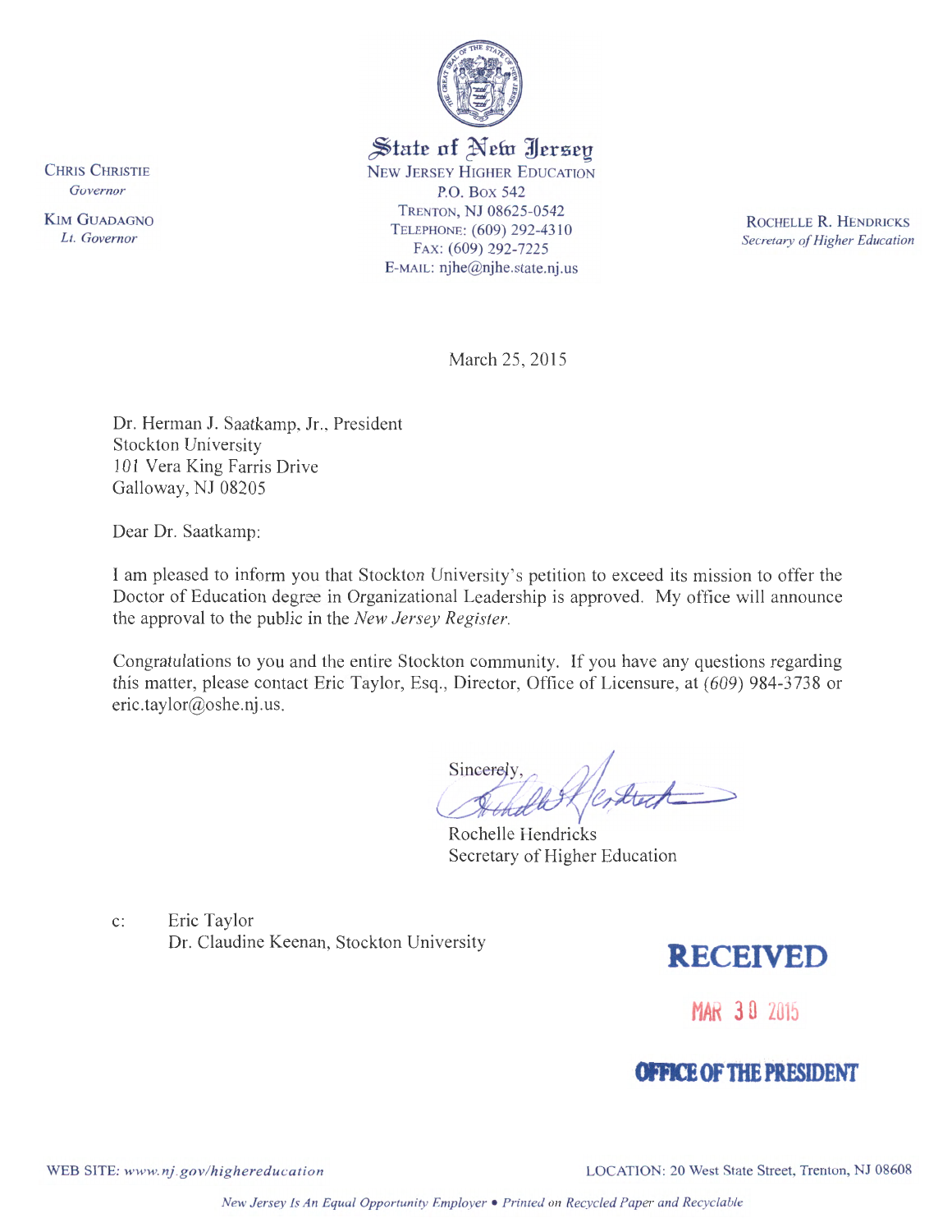**State of New Jersey**
NEW JERSEY HIGHER EDUCATION
P.O. BOX 542
TRENTON, NJ 08625-0542
TELEPHONE: (609) 292-4310
FAX: (609) 292-7225
E-MAIL: njhe@njhe.state.nj.us

CHRIS CHRISTIE
*Governor*

KIM GUADAGNO
*Lt. Governor*

ROCHELLE R. HENDRICKS
*Secretary of Higher Education*

March 25, 2015

Dr. Herman J. Saatkamp, Jr., President
Stockton University
101 Vera King Farris Drive
Galloway, NJ 08205

Dear Dr. Saatkamp:

I am pleased to inform you that Stockton University's petition to exceed its mission to offer the Doctor of Education degree in Organizational Leadership is approved. My office will announce the approval to the public in the *New Jersey Register*.

Congratulations to you and the entire Stockton community. If you have any questions regarding this matter, please contact Eric Taylor, Esq., Director, Office of Licensure, at (609) 984-3738 or eric.taylor@oshe.nj.us.

Sincerely,

Rochelle Hendricks
Secretary of Higher Education

c: Eric Taylor
Dr. Claudine Keenan, Stockton University

**RECEIVED**
MAR 30 2015
**OFFICE OF THE PRESIDENT**

WEB SITE: *www.nj.gov/highereducation*
LOCATION: 20 West State Street, Trenton, NJ 08608

*New Jersey Is An Equal Opportunity Employer • Printed on Recycled Paper and Recyclable*